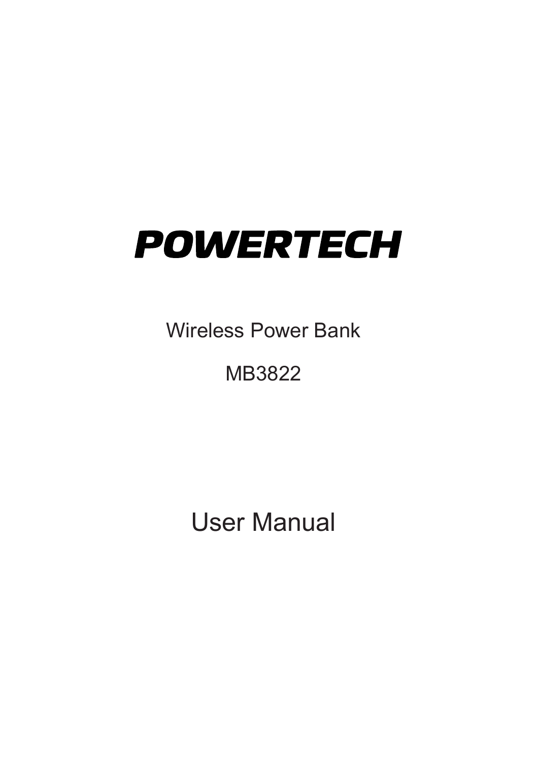# POWERTECH

Wireless Power Bank

MB3822

User Manual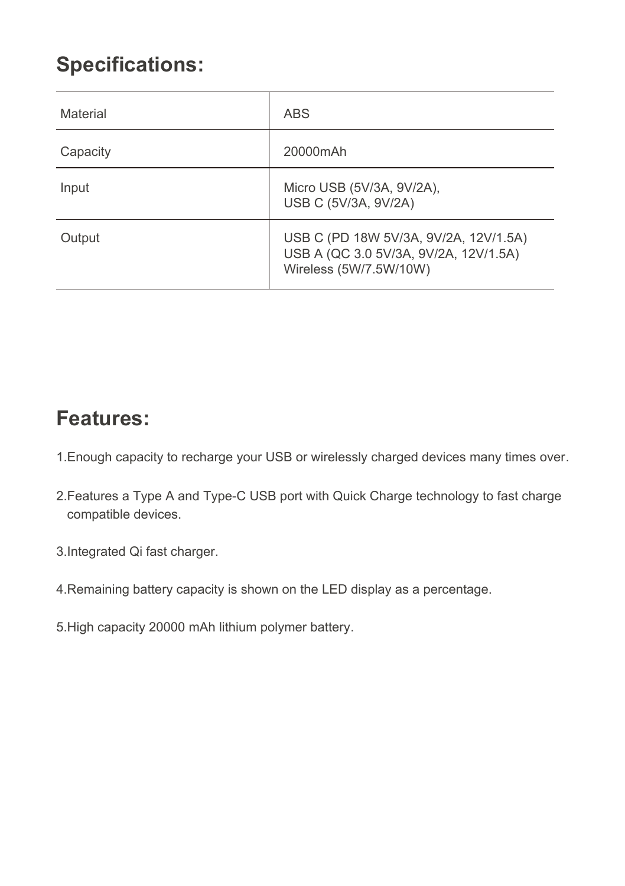## Specifications:

| | |
|---|---|
| Material | ABS |
| Capacity | 20000mAh |
| Input | Micro USB (5V/3A, 9V/2A),<br>USB C (5V/3A, 9V/2A) |
| Output | USB C (PD 18W 5V/3A, 9V/2A, 12V/1.5A)<br>USB A (QC 3.0 5V/3A, 9V/2A, 12V/1.5A)<br>Wireless (5W/7.5W/10W) |

## Features:

1. Enough capacity to recharge your USB or wirelessly charged devices many times over.

2. Features a Type A and Type-C USB port with Quick Charge technology to fast charge compatible devices.

3. Integrated Qi fast charger.

4. Remaining battery capacity is shown on the LED display as a percentage.

5. High capacity 20000 mAh lithium polymer battery.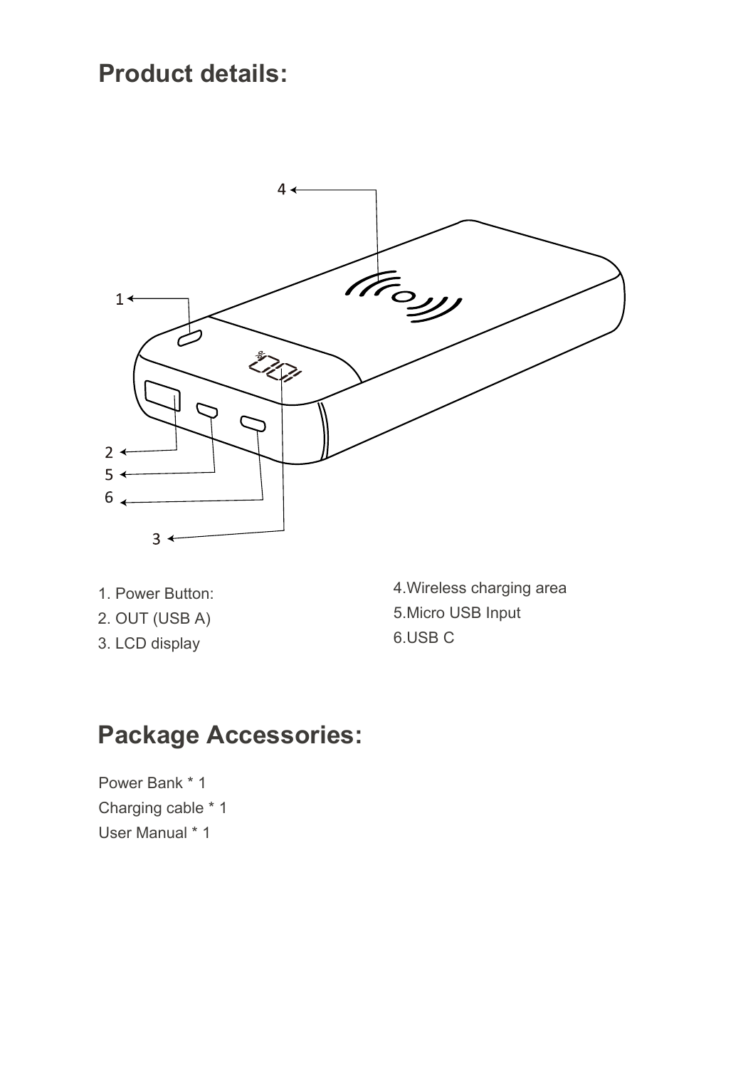## Product details:

1. Power Button:
2. OUT (USB A)
3. LCD display
4. Wireless charging area
5. Micro USB Input
6. USB C

## Package Accessories:

Power Bank * 1
Charging cable * 1
User Manual * 1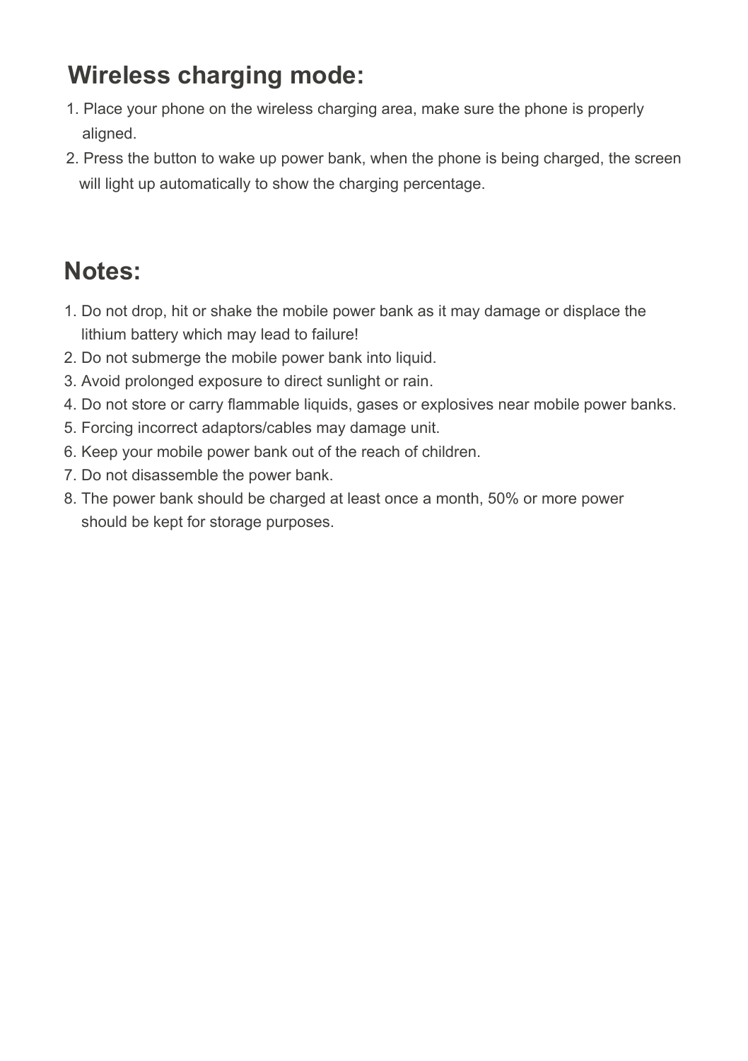## Wireless charging mode:

1. Place your phone on the wireless charging area, make sure the phone is properly aligned.
2. Press the button to wake up power bank, when the phone is being charged, the screen will light up automatically to show the charging percentage.

## Notes:

1. Do not drop, hit or shake the mobile power bank as it may damage or displace the lithium battery which may lead to failure!
2. Do not submerge the mobile power bank into liquid.
3. Avoid prolonged exposure to direct sunlight or rain.
4. Do not store or carry flammable liquids, gases or explosives near mobile power banks.
5. Forcing incorrect adaptors/cables may damage unit.
6. Keep your mobile power bank out of the reach of children.
7. Do not disassemble the power bank.
8. The power bank should be charged at least once a month, 50% or more power should be kept for storage purposes.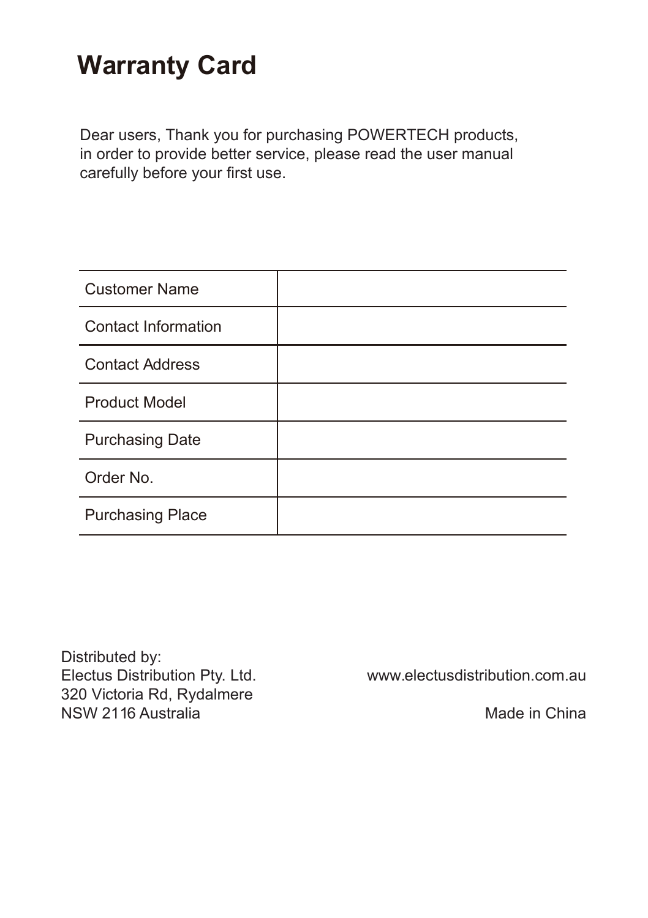# Warranty Card

Dear users, Thank you for purchasing POWERTECH products, in order to provide better service, please read the user manual carefully before your first use.

| | |
|---|---|
| Customer Name | |
| Contact Information | |
| Contact Address | |
| Product Model | |
| Purchasing Date | |
| Order No. | |
| Purchasing Place | |

Distributed by:
Electus Distribution Pty. Ltd.
320 Victoria Rd, Rydalmere
NSW 2116 Australia

www.electusdistribution.com.au

Made in China